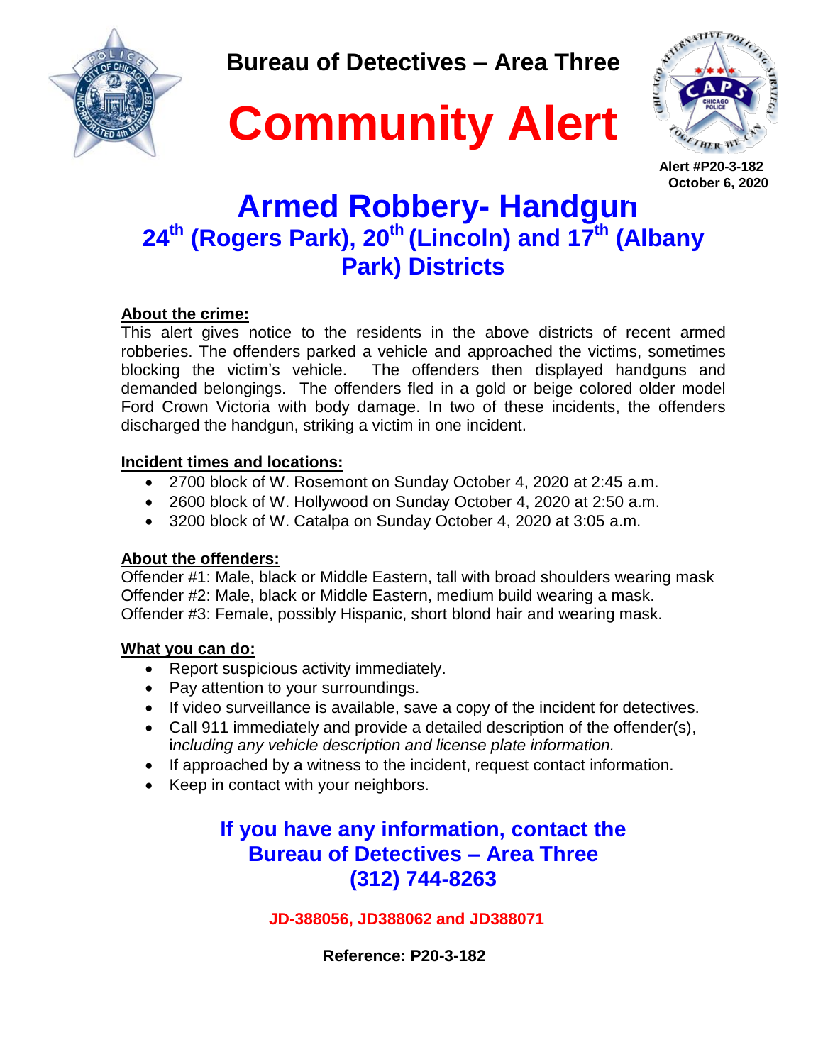**Bureau of Detectives – Area Three**

# Community Alert

**Alert #P20-3-182**
**October 6, 2020**

## Armed Robbery- Handgun

### 24th (Rogers Park), 20th (Lincoln) and 17th (Albany Park) Districts

**About the crime:**

This alert gives notice to the residents in the above districts of recent armed robberies. The offenders parked a vehicle and approached the victims, sometimes blocking the victim's vehicle. The offenders then displayed handguns and demanded belongings. The offenders fled in a gold or beige colored older model Ford Crown Victoria with body damage. In two of these incidents, the offenders discharged the handgun, striking a victim in one incident.

**Incident times and locations:**

- 2700 block of W. Rosemont on Sunday October 4, 2020 at 2:45 a.m.
- 2600 block of W. Hollywood on Sunday October 4, 2020 at 2:50 a.m.
- 3200 block of W. Catalpa on Sunday October 4, 2020 at 3:05 a.m.

**About the offenders:**

Offender #1: Male, black or Middle Eastern, tall with broad shoulders wearing mask
Offender #2: Male, black or Middle Eastern, medium build wearing a mask.
Offender #3: Female, possibly Hispanic, short blond hair and wearing mask.

**What you can do:**

- Report suspicious activity immediately.
- Pay attention to your surroundings.
- If video surveillance is available, save a copy of the incident for detectives.
- Call 911 immediately and provide a detailed description of the offender(s), *including any vehicle description and license plate information.*
- If approached by a witness to the incident, request contact information.
- Keep in contact with your neighbors.

**If you have any information, contact the Bureau of Detectives – Area Three (312) 744-8263**

**JD-388056, JD388062 and JD388071**

**Reference: P20-3-182**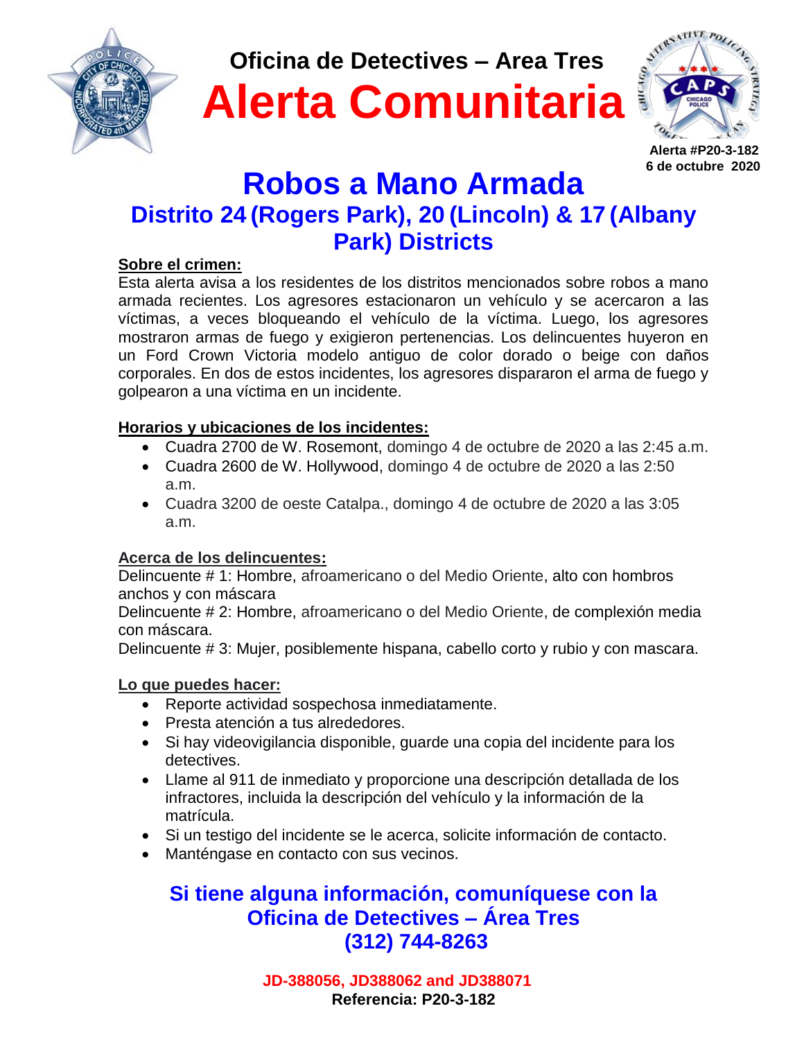Oficina de Detectives – Area Tres

# Alerta Comunitaria

**Alerta #P20-3-182**
**6 de octubre 2020**

# Robos a Mano Armada

## Distrito 24 (Rogers Park), 20 (Lincoln) & 17 (Albany Park) Districts

**Sobre el crimen:**

Esta alerta avisa a los residentes de los distritos mencionados sobre robos a mano armada recientes. Los agresores estacionaron un vehículo y se acercaron a las víctimas, a veces bloqueando el vehículo de la víctima. Luego, los agresores mostraron armas de fuego y exigieron pertenencias. Los delincuentes huyeron en un Ford Crown Victoria modelo antiguo de color dorado o beige con daños corporales. En dos de estos incidentes, los agresores dispararon el arma de fuego y golpearon a una víctima en un incidente.

**Horarios y ubicaciones de los incidentes:**

- Cuadra 2700 de W. Rosemont, domingo 4 de octubre de 2020 a las 2:45 a.m.
- Cuadra 2600 de W. Hollywood, domingo 4 de octubre de 2020 a las 2:50 a.m.
- Cuadra 3200 de oeste Catalpa., domingo 4 de octubre de 2020 a las 3:05 a.m.

**Acerca de los delincuentes:**

Delincuente # 1: Hombre, afroamericano o del Medio Oriente, alto con hombros anchos y con máscara
Delincuente # 2: Hombre, afroamericano o del Medio Oriente, de complexión media con máscara.
Delincuente # 3: Mujer, posiblemente hispana, cabello corto y rubio y con mascara.

**Lo que puedes hacer:**

- Reporte actividad sospechosa inmediatamente.
- Presta atención a tus alrededores.
- Si hay videovigilancia disponible, guarde una copia del incidente para los detectives.
- Llame al 911 de inmediato y proporcione una descripción detallada de los infractores, incluida la descripción del vehículo y la información de la matrícula.
- Si un testigo del incidente se le acerca, solicite información de contacto.
- Manténgase en contacto con sus vecinos.

**Si tiene alguna información, comuníquese con la Oficina de Detectives – Área Tres (312) 744-8263**

**JD-388056, JD388062 and JD388071**
**Referencia: P20-3-182**